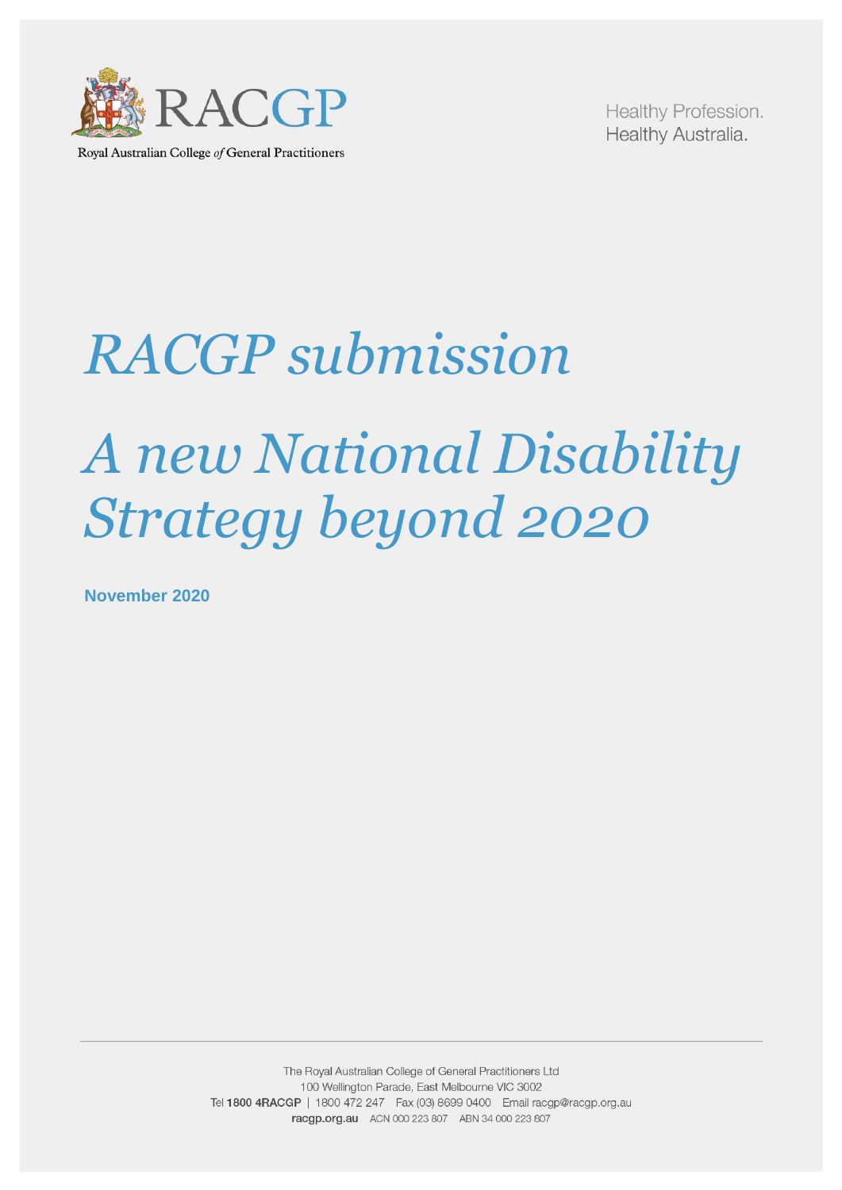RACGP

Royal Australian College *of* General Practitioners

Healthy Profession.
Healthy Australia.

# *RACGP submission*

# *A new National Disability Strategy beyond 2020*

**November 2020**

The Royal Australian College of General Practitioners Ltd
100 Wellington Parade, East Melbourne VIC 3002
Tel **1800 4RACGP** | 1800 472 247 Fax (03) 8699 0400 Email racgp@racgp.org.au
**racgp.org.au** ACN 000 223 807 ABN 34 000 223 807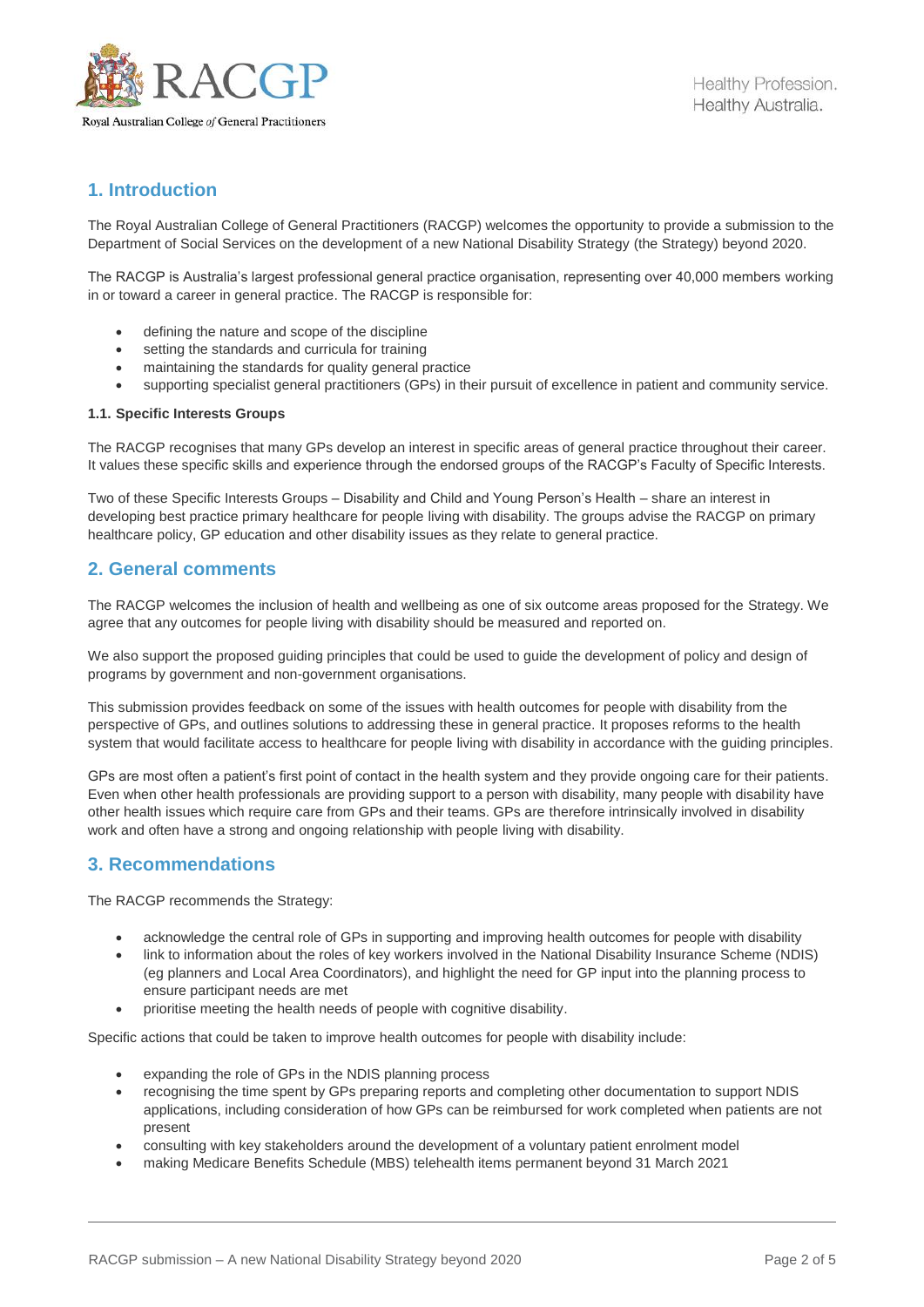## 1. Introduction

The Royal Australian College of General Practitioners (RACGP) welcomes the opportunity to provide a submission to the Department of Social Services on the development of a new National Disability Strategy (the Strategy) beyond 2020.

The RACGP is Australia's largest professional general practice organisation, representing over 40,000 members working in or toward a career in general practice. The RACGP is responsible for:

- defining the nature and scope of the discipline
- setting the standards and curricula for training
- maintaining the standards for quality general practice
- supporting specialist general practitioners (GPs) in their pursuit of excellence in patient and community service.

#### 1.1. Specific Interests Groups

The RACGP recognises that many GPs develop an interest in specific areas of general practice throughout their career. It values these specific skills and experience through the endorsed groups of the RACGP's Faculty of Specific Interests.

Two of these Specific Interests Groups – Disability and Child and Young Person's Health – share an interest in developing best practice primary healthcare for people living with disability. The groups advise the RACGP on primary healthcare policy, GP education and other disability issues as they relate to general practice.

## 2. General comments

The RACGP welcomes the inclusion of health and wellbeing as one of six outcome areas proposed for the Strategy. We agree that any outcomes for people living with disability should be measured and reported on.

We also support the proposed guiding principles that could be used to guide the development of policy and design of programs by government and non-government organisations.

This submission provides feedback on some of the issues with health outcomes for people with disability from the perspective of GPs, and outlines solutions to addressing these in general practice. It proposes reforms to the health system that would facilitate access to healthcare for people living with disability in accordance with the guiding principles.

GPs are most often a patient's first point of contact in the health system and they provide ongoing care for their patients. Even when other health professionals are providing support to a person with disability, many people with disability have other health issues which require care from GPs and their teams. GPs are therefore intrinsically involved in disability work and often have a strong and ongoing relationship with people living with disability.

## 3. Recommendations

The RACGP recommends the Strategy:

- acknowledge the central role of GPs in supporting and improving health outcomes for people with disability
- link to information about the roles of key workers involved in the National Disability Insurance Scheme (NDIS) (eg planners and Local Area Coordinators), and highlight the need for GP input into the planning process to ensure participant needs are met
- prioritise meeting the health needs of people with cognitive disability.

Specific actions that could be taken to improve health outcomes for people with disability include:

- expanding the role of GPs in the NDIS planning process
- recognising the time spent by GPs preparing reports and completing other documentation to support NDIS applications, including consideration of how GPs can be reimbursed for work completed when patients are not present
- consulting with key stakeholders around the development of a voluntary patient enrolment model
- making Medicare Benefits Schedule (MBS) telehealth items permanent beyond 31 March 2021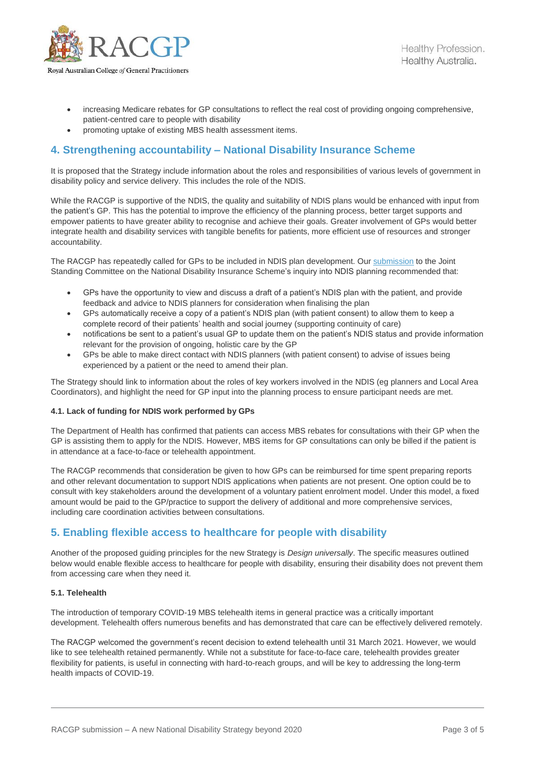- increasing Medicare rebates for GP consultations to reflect the real cost of providing ongoing comprehensive, patient-centred care to people with disability
- promoting uptake of existing MBS health assessment items.

## 4. Strengthening accountability – National Disability Insurance Scheme

It is proposed that the Strategy include information about the roles and responsibilities of various levels of government in disability policy and service delivery. This includes the role of the NDIS.

While the RACGP is supportive of the NDIS, the quality and suitability of NDIS plans would be enhanced with input from the patient's GP. This has the potential to improve the efficiency of the planning process, better target supports and empower patients to have greater ability to recognise and achieve their goals. Greater involvement of GPs would better integrate health and disability services with tangible benefits for patients, more efficient use of resources and stronger accountability.

The RACGP has repeatedly called for GPs to be included in NDIS plan development. Our submission to the Joint Standing Committee on the National Disability Insurance Scheme's inquiry into NDIS planning recommended that:

- GPs have the opportunity to view and discuss a draft of a patient's NDIS plan with the patient, and provide feedback and advice to NDIS planners for consideration when finalising the plan
- GPs automatically receive a copy of a patient's NDIS plan (with patient consent) to allow them to keep a complete record of their patients' health and social journey (supporting continuity of care)
- notifications be sent to a patient's usual GP to update them on the patient's NDIS status and provide information relevant for the provision of ongoing, holistic care by the GP
- GPs be able to make direct contact with NDIS planners (with patient consent) to advise of issues being experienced by a patient or the need to amend their plan.

The Strategy should link to information about the roles of key workers involved in the NDIS (eg planners and Local Area Coordinators), and highlight the need for GP input into the planning process to ensure participant needs are met.

#### 4.1. Lack of funding for NDIS work performed by GPs

The Department of Health has confirmed that patients can access MBS rebates for consultations with their GP when the GP is assisting them to apply for the NDIS. However, MBS items for GP consultations can only be billed if the patient is in attendance at a face-to-face or telehealth appointment.

The RACGP recommends that consideration be given to how GPs can be reimbursed for time spent preparing reports and other relevant documentation to support NDIS applications when patients are not present. One option could be to consult with key stakeholders around the development of a voluntary patient enrolment model. Under this model, a fixed amount would be paid to the GP/practice to support the delivery of additional and more comprehensive services, including care coordination activities between consultations.

## 5. Enabling flexible access to healthcare for people with disability

Another of the proposed guiding principles for the new Strategy is *Design universally*. The specific measures outlined below would enable flexible access to healthcare for people with disability, ensuring their disability does not prevent them from accessing care when they need it.

#### 5.1. Telehealth

The introduction of temporary COVID-19 MBS telehealth items in general practice was a critically important development. Telehealth offers numerous benefits and has demonstrated that care can be effectively delivered remotely.

The RACGP welcomed the government's recent decision to extend telehealth until 31 March 2021. However, we would like to see telehealth retained permanently. While not a substitute for face-to-face care, telehealth provides greater flexibility for patients, is useful in connecting with hard-to-reach groups, and will be key to addressing the long-term health impacts of COVID-19.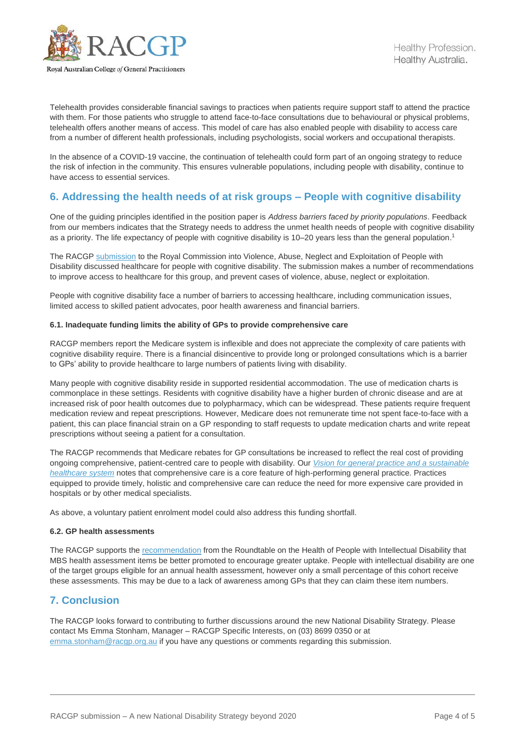Telehealth provides considerable financial savings to practices when patients require support staff to attend the practice with them. For those patients who struggle to attend face-to-face consultations due to behavioural or physical problems, telehealth offers another means of access. This model of care has also enabled people with disability to access care from a number of different health professionals, including psychologists, social workers and occupational therapists.

In the absence of a COVID-19 vaccine, the continuation of telehealth could form part of an ongoing strategy to reduce the risk of infection in the community. This ensures vulnerable populations, including people with disability, continue to have access to essential services.

## 6. Addressing the health needs of at risk groups – People with cognitive disability

One of the guiding principles identified in the position paper is *Address barriers faced by priority populations*. Feedback from our members indicates that the Strategy needs to address the unmet health needs of people with cognitive disability as a priority. The life expectancy of people with cognitive disability is 10–20 years less than the general population.[1]

The RACGP submission to the Royal Commission into Violence, Abuse, Neglect and Exploitation of People with Disability discussed healthcare for people with cognitive disability. The submission makes a number of recommendations to improve access to healthcare for this group, and prevent cases of violence, abuse, neglect or exploitation.

People with cognitive disability face a number of barriers to accessing healthcare, including communication issues, limited access to skilled patient advocates, poor health awareness and financial barriers.

#### 6.1. Inadequate funding limits the ability of GPs to provide comprehensive care

RACGP members report the Medicare system is inflexible and does not appreciate the complexity of care patients with cognitive disability require. There is a financial disincentive to provide long or prolonged consultations which is a barrier to GPs' ability to provide healthcare to large numbers of patients living with disability.

Many people with cognitive disability reside in supported residential accommodation. The use of medication charts is commonplace in these settings. Residents with cognitive disability have a higher burden of chronic disease and are at increased risk of poor health outcomes due to polypharmacy, which can be widespread. These patients require frequent medication review and repeat prescriptions. However, Medicare does not remunerate time not spent face-to-face with a patient, this can place financial strain on a GP responding to staff requests to update medication charts and write repeat prescriptions without seeing a patient for a consultation.

The RACGP recommends that Medicare rebates for GP consultations be increased to reflect the real cost of providing ongoing comprehensive, patient-centred care to people with disability. Our *Vision for general practice and a sustainable healthcare system* notes that comprehensive care is a core feature of high-performing general practice. Practices equipped to provide timely, holistic and comprehensive care can reduce the need for more expensive care provided in hospitals or by other medical specialists.

As above, a voluntary patient enrolment model could also address this funding shortfall.

#### 6.2. GP health assessments

The RACGP supports the recommendation from the Roundtable on the Health of People with Intellectual Disability that MBS health assessment items be better promoted to encourage greater uptake. People with intellectual disability are one of the target groups eligible for an annual health assessment, however only a small percentage of this cohort receive these assessments. This may be due to a lack of awareness among GPs that they can claim these item numbers.

## 7. Conclusion

The RACGP looks forward to contributing to further discussions around the new National Disability Strategy. Please contact Ms Emma Stonham, Manager – RACGP Specific Interests, on (03) 8699 0350 or at emma.stonham@racgp.org.au if you have any questions or comments regarding this submission.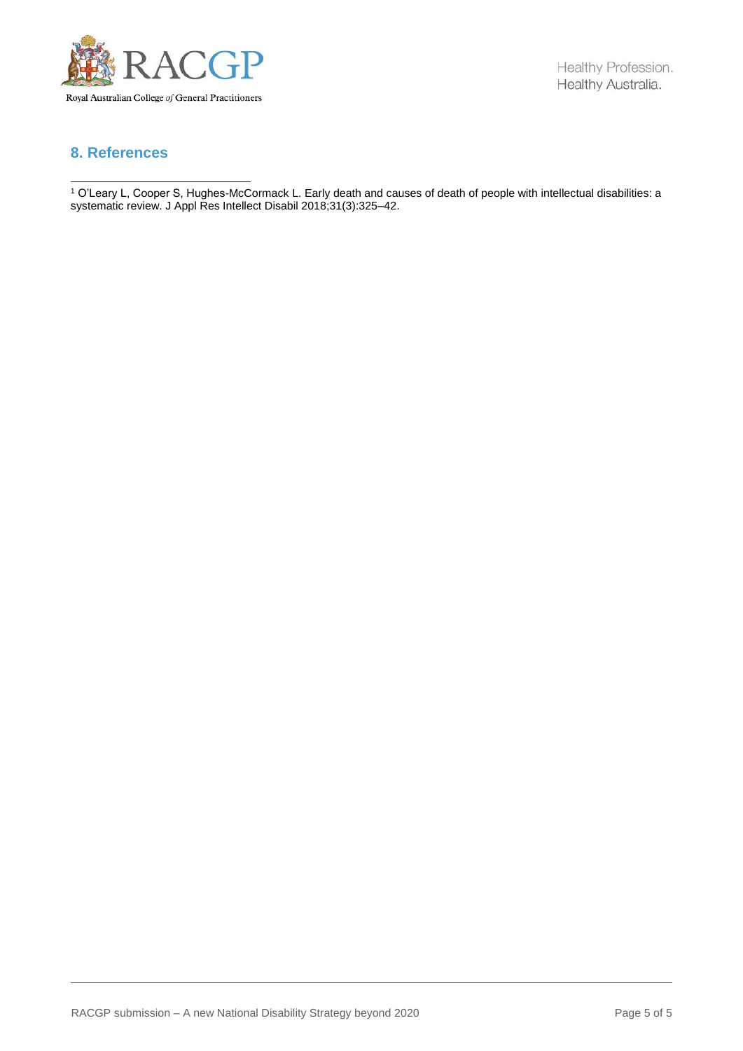## 8. References

[1] O'Leary L, Cooper S, Hughes-McCormack L. Early death and causes of death of people with intellectual disabilities: a systematic review. J Appl Res Intellect Disabil 2018;31(3):325–42.